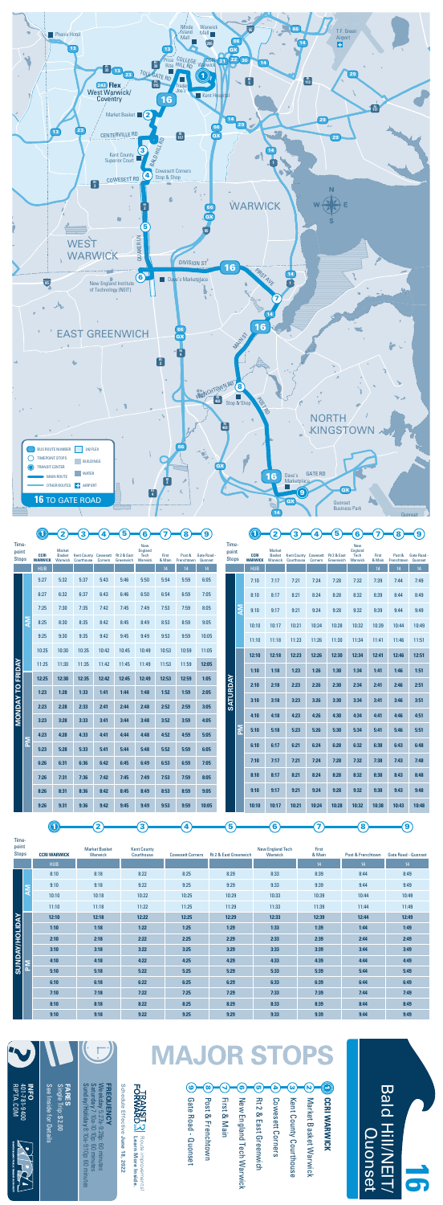# 16 Bald Hill/NEIT/Quonset

## MAJOR STOPS

1. CCRI WARWICK
2. Market Basket Warwick
3. Kent County Courthouse
4. Cowesett Corners
5. Rt 2 & East Greenwich
6. New England Tech Warwick
7. First & Main
8. Post & Frenchtown
9. Gate Road - Quonset

Route improvements! Learn More Inside.

Schedule Effective June 18, 2022

**FREQUENCY**
Weekdays 5:27a-9:26p 60 minutes
Saturday 7:10a-10:10p 60 minutes
Sunday/Holiday 8:10a-9:10p 60 minutes

**FARES**
Single Trip: $2.00
See Inside for Details

**INFO**
401-781-9400
RIPTA.COM

**16 TO GATE ROAD**

Map legend: BUS ROUTE NUMBER, TIMEPOINT STOPS, TRANSIT CENTER, MAIN ROUTE, OTHER ROUTES, FLEX, BUILDINGS, WATER, AIRPORT

### MONDAY TO FRIDAY

| | | 1 CCRI Warwick | 2 Market Basket Warwick | 3 Kent County Courthouse | 4 Cowesett Corners | 5 Rt 2 & East Greenwich | 6 New England Tech Warwick | 7 First & Main | 8 Post & Frenchtown | 9 Gate Road - Quonset |
|---|---|---|---|---|---|---|---|---|---|---|
| | | HUB | | | | | | 14 | 14 | 14 |
| AM | | 5:27 | 5:32 | 5:37 | 5:43 | 5:46 | 5:50 | 5:54 | 5:59 | 6:05 |
| AM | | 6:27 | 6:32 | 6:37 | 6:43 | 6:46 | 6:50 | 6:54 | 6:59 | 7:05 |
| AM | | 7:25 | 7:30 | 7:35 | 7:42 | 7:45 | 7:49 | 7:53 | 7:59 | 8:05 |
| AM | | 8:25 | 8:30 | 8:35 | 8:42 | 8:45 | 8:49 | 8:53 | 8:59 | 9:05 |
| AM | | 9:25 | 9:30 | 9:35 | 9:42 | 9:45 | 9:49 | 9:53 | 9:59 | 10:05 |
| AM | | 10:25 | 10:30 | 10:35 | 10:42 | 10:45 | 10:49 | 10:53 | 10:59 | 11:05 |
| AM | | 11:25 | 11:30 | 11:35 | 11:42 | 11:45 | 11:49 | 11:53 | 11:59 | 12:05 |
| PM | | 12:25 | 12:30 | 12:35 | 12:42 | 12:45 | 12:49 | 12:53 | 12:59 | 1:05 |
| PM | | 1:23 | 1:28 | 1:33 | 1:41 | 1:44 | 1:48 | 1:52 | 1:59 | 2:05 |
| PM | | 2:23 | 2:28 | 2:33 | 2:41 | 2:44 | 2:48 | 2:52 | 2:59 | 3:05 |
| PM | | 3:23 | 3:28 | 3:33 | 3:41 | 3:44 | 3:48 | 3:52 | 3:59 | 4:05 |
| PM | | 4:23 | 4:28 | 4:33 | 4:41 | 4:44 | 4:48 | 4:52 | 4:59 | 5:05 |
| PM | | 5:23 | 5:28 | 5:33 | 5:41 | 5:44 | 5:48 | 5:52 | 5:59 | 6:05 |
| PM | | 6:26 | 6:31 | 6:36 | 6:42 | 6:45 | 6:49 | 6:53 | 6:59 | 7:05 |
| PM | | 7:26 | 7:31 | 7:36 | 7:42 | 7:45 | 7:49 | 7:53 | 7:59 | 8:05 |
| PM | | 8:26 | 8:31 | 8:36 | 8:42 | 8:45 | 8:49 | 8:53 | 8:59 | 9:05 |
| PM | | 9:26 | 9:31 | 9:36 | 9:42 | 9:45 | 9:49 | 9:53 | 9:59 | 10:05 |

### SATURDAY

| | 1 CCRI Warwick | 2 Market Basket Warwick | 3 Kent County Courthouse | 4 Cowesett Corners | 5 Rt 2 & East Greenwich | 6 New England Tech Warwick | 7 First & Main | 8 Post & Frenchtown | 9 Gate Road - Quonset |
|---|---|---|---|---|---|---|---|---|---|
| | HUB | | | | | | 14 | 14 | 14 |
| AM | 7:10 | 7:17 | 7:21 | 7:24 | 7:28 | 7:32 | 7:39 | 7:44 | 7:49 |
| AM | 8:10 | 8:17 | 8:21 | 8:24 | 8:28 | 8:32 | 8:39 | 8:44 | 8:49 |
| AM | 9:10 | 9:17 | 9:21 | 9:24 | 9:28 | 9:32 | 9:39 | 9:44 | 9:49 |
| AM | 10:10 | 10:17 | 10:21 | 10:24 | 10:28 | 10:32 | 10:39 | 10:44 | 10:49 |
| AM | 11:10 | 11:18 | 11:23 | 11:26 | 11:30 | 11:34 | 11:41 | 11:46 | 11:51 |
| PM | 12:10 | 12:18 | 12:23 | 12:26 | 12:30 | 12:34 | 12:41 | 12:46 | 12:51 |
| PM | 1:10 | 1:18 | 1:23 | 1:26 | 1:30 | 1:34 | 1:41 | 1:46 | 1:51 |
| PM | 2:10 | 2:18 | 2:23 | 2:26 | 2:30 | 2:34 | 2:41 | 2:46 | 2:51 |
| PM | 3:10 | 3:18 | 3:23 | 3:26 | 3:30 | 3:34 | 3:41 | 3:46 | 3:51 |
| PM | 4:10 | 4:18 | 4:23 | 4:26 | 4:30 | 4:34 | 4:41 | 4:46 | 4:51 |
| PM | 5:10 | 5:18 | 5:23 | 5:26 | 5:30 | 5:34 | 5:41 | 5:46 | 5:51 |
| PM | 6:10 | 6:17 | 6:21 | 6:24 | 6:28 | 6:32 | 6:38 | 6:43 | 6:48 |
| PM | 7:10 | 7:17 | 7:21 | 7:24 | 7:28 | 7:32 | 7:38 | 7:43 | 7:48 |
| PM | 8:10 | 8:17 | 8:21 | 8:24 | 8:28 | 8:32 | 8:38 | 8:43 | 8:48 |
| PM | 9:10 | 9:17 | 9:21 | 9:24 | 9:28 | 9:32 | 9:38 | 9:43 | 9:48 |
| PM | 10:10 | 10:17 | 10:21 | 10:24 | 10:28 | 10:32 | 10:38 | 10:43 | 10:48 |

### SUNDAY/HOLIDAY

| | 1 CCRI Warwick | 2 Market Basket Warwick | 3 Kent County Courthouse | 4 Cowesett Corners | 5 Rt 2 & East Greenwich | 6 New England Tech Warwick | 7 First & Main | 8 Post & Frenchtown | 9 Gate Road - Quonset |
|---|---|---|---|---|---|---|---|---|---|
| | HUB | | | | | | 14 | 14 | 14 |
| AM | 8:10 | 8:18 | 8:22 | 8:25 | 8:29 | 8:33 | 8:39 | 8:44 | 8:49 |
| AM | 9:10 | 9:18 | 9:22 | 9:25 | 9:29 | 9:33 | 9:39 | 9:44 | 9:49 |
| AM | 10:10 | 10:18 | 10:22 | 10:25 | 10:29 | 10:33 | 10:39 | 10:44 | 10:49 |
| AM | 11:10 | 11:18 | 11:22 | 11:25 | 11:29 | 11:33 | 11:39 | 11:44 | 11:49 |
| PM | 12:10 | 12:18 | 12:22 | 12:25 | 12:29 | 12:33 | 12:39 | 12:44 | 12:49 |
| PM | 1:10 | 1:18 | 1:22 | 1:25 | 1:29 | 1:33 | 1:39 | 1:44 | 1:49 |
| PM | 2:10 | 2:18 | 2:22 | 2:25 | 2:29 | 2:33 | 2:39 | 2:44 | 2:49 |
| PM | 3:10 | 3:18 | 3:22 | 3:25 | 3:29 | 3:33 | 3:39 | 3:44 | 3:49 |
| PM | 4:10 | 4:18 | 4:22 | 4:25 | 4:29 | 4:33 | 4:39 | 4:44 | 4:49 |
| PM | 5:10 | 5:18 | 5:22 | 5:25 | 5:29 | 5:33 | 5:39 | 5:44 | 5:49 |
| PM | 6:10 | 6:18 | 6:22 | 6:25 | 6:29 | 6:33 | 6:39 | 6:44 | 6:49 |
| PM | 7:10 | 7:18 | 7:22 | 7:25 | 7:29 | 7:33 | 7:39 | 7:44 | 7:49 |
| PM | 8:10 | 8:18 | 8:22 | 8:25 | 8:29 | 8:33 | 8:39 | 8:44 | 8:49 |
| PM | 9:10 | 9:18 | 9:22 | 9:25 | 9:29 | 9:33 | 9:39 | 9:44 | 9:49 |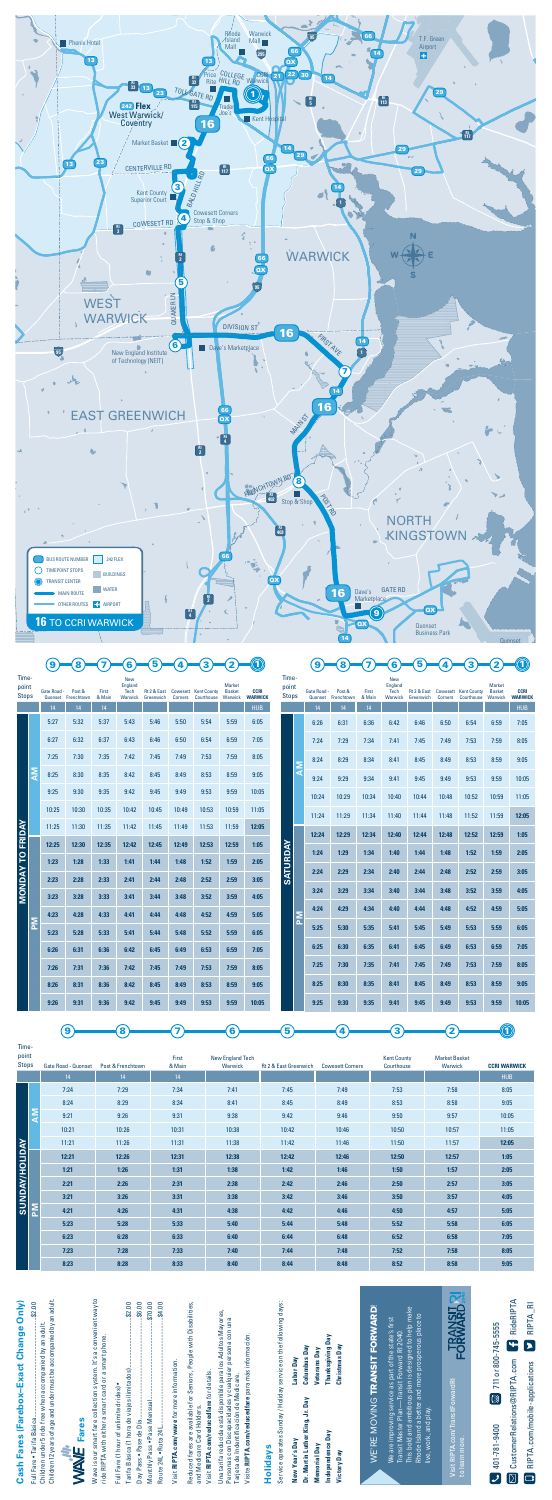## 16 TO CCRI WARWICK

| Time-point Stops | | 9 Gate Road - Quonset | 8 Post & Frenchtown | 7 First & Main | 6 New England Tech Warwick | 5 Rt 2 & East Greenwich | 4 Cowesett Corners | 3 Kent County Courthouse | 2 Market Basket Warwick | 1 CCRI WARWICK |
|---|---|---|---|---|---|---|---|---|---|---|
| | | 14 | 14 | 14 | | | | | | HUB |
| MONDAY TO FRIDAY | AM | 5:27 | 5:32 | 5:37 | 5:43 | 5:46 | 5:50 | 5:54 | 5:59 | 6:05 |
| | | 6:27 | 6:32 | 6:37 | 6:43 | 6:46 | 6:50 | 6:54 | 6:59 | 7:05 |
| | | 7:25 | 7:30 | 7:35 | 7:42 | 7:45 | 7:49 | 7:53 | 7:59 | 8:05 |
| | | 8:25 | 8:30 | 8:35 | 8:42 | 8:45 | 8:49 | 8:53 | 8:59 | 9:05 |
| | | 9:25 | 9:30 | 9:35 | 9:42 | 9:45 | 9:49 | 9:53 | 9:59 | 10:05 |
| | | 10:25 | 10:30 | 10:35 | 10:42 | 10:45 | 10:49 | 10:53 | 10:59 | 11:05 |
| | | 11:25 | 11:30 | 11:35 | 11:42 | 11:45 | 11:49 | 11:53 | 11:59 | 12:05 |
| | PM | 12:25 | 12:30 | 12:35 | 12:42 | 12:45 | 12:49 | 12:53 | 12:59 | 1:05 |
| | | 1:23 | 1:28 | 1:33 | 1:41 | 1:44 | 1:48 | 1:52 | 1:59 | 2:05 |
| | | 2:23 | 2:28 | 2:33 | 2:41 | 2:44 | 2:48 | 2:52 | 2:59 | 3:05 |
| | | 3:23 | 3:28 | 3:33 | 3:41 | 3:44 | 3:48 | 3:52 | 3:59 | 4:05 |
| | | 4:23 | 4:28 | 4:33 | 4:41 | 4:44 | 4:48 | 4:52 | 4:59 | 5:05 |
| | | 5:23 | 5:28 | 5:33 | 5:41 | 5:44 | 5:48 | 5:52 | 5:59 | 6:05 |
| | | 6:26 | 6:31 | 6:36 | 6:42 | 6:45 | 6:49 | 6:53 | 6:59 | 7:05 |
| | | 7:26 | 7:31 | 7:36 | 7:42 | 7:45 | 7:49 | 7:53 | 7:59 | 8:05 |
| | | 8:26 | 8:31 | 8:36 | 8:42 | 8:45 | 8:49 | 8:53 | 8:59 | 9:05 |
| | | 9:26 | 9:31 | 9:36 | 9:42 | 9:45 | 9:49 | 9:53 | 9:59 | 10:05 |

| Time-point Stops | | 9 Gate Road - Quonset | 8 Post & Frenchtown | 7 First & Main | 6 New England Tech Warwick | 5 Rt 2 & East Greenwich | 4 Cowesett Corners | 3 Kent County Courthouse | 2 Market Basket Warwick | 1 CCRI WARWICK |
|---|---|---|---|---|---|---|---|---|---|---|
| | | 14 | 14 | 14 | | | | | | HUB |
| SATURDAY | AM | 6:26 | 6:31 | 6:36 | 6:42 | 6:46 | 6:50 | 6:54 | 6:59 | 7:05 |
| | | 7:24 | 7:29 | 7:34 | 7:41 | 7:45 | 7:49 | 7:53 | 7:59 | 8:05 |
| | | 8:24 | 8:29 | 8:34 | 8:41 | 8:45 | 8:49 | 8:53 | 8:59 | 9:05 |
| | | 9:24 | 9:29 | 9:34 | 9:41 | 9:45 | 9:49 | 9:53 | 9:59 | 10:05 |
| | | 10:24 | 10:29 | 10:34 | 10:40 | 10:44 | 10:48 | 10:52 | 10:59 | 11:05 |
| | | 11:24 | 11:29 | 11:34 | 11:40 | 11:44 | 11:48 | 11:52 | 11:59 | 12:05 |
| | PM | 12:24 | 12:29 | 12:34 | 12:40 | 12:44 | 12:48 | 12:52 | 12:59 | 1:05 |
| | | 1:24 | 1:29 | 1:34 | 1:40 | 1:44 | 1:48 | 1:52 | 1:59 | 2:05 |
| | | 2:24 | 2:29 | 2:34 | 2:40 | 2:44 | 2:48 | 2:52 | 2:59 | 3:05 |
| | | 3:24 | 3:29 | 3:34 | 3:40 | 3:44 | 3:48 | 3:52 | 3:59 | 4:05 |
| | | 4:24 | 4:29 | 4:34 | 4:40 | 4:44 | 4:48 | 4:52 | 4:59 | 5:05 |
| | | 5:25 | 5:30 | 5:35 | 5:41 | 5:45 | 5:49 | 5:53 | 5:59 | 6:05 |
| | | 6:25 | 6:30 | 6:35 | 6:41 | 6:45 | 6:49 | 6:53 | 6:59 | 7:05 |
| | | 7:25 | 7:30 | 7:35 | 7:41 | 7:45 | 7:49 | 7:53 | 7:59 | 8:05 |
| | | 8:25 | 8:30 | 8:35 | 8:41 | 8:45 | 8:49 | 8:53 | 8:59 | 9:05 |
| | | 9:25 | 9:30 | 9:35 | 9:41 | 9:45 | 9:49 | 9:53 | 9:59 | 10:05 |

| Time-point Stops | | 9 Gate Road - Quonset | 8 Post & Frenchtown | 7 First & Main | 6 New England Tech Warwick | 5 Rt 2 & East Greenwich | 4 Cowesett Corners | 3 Kent County Courthouse | 2 Market Basket Warwick | 1 CCRI WARWICK |
|---|---|---|---|---|---|---|---|---|---|---|
| | | 14 | 14 | 14 | | | | | | HUB |
| SUNDAY/HOLIDAY | AM | 7:24 | 7:29 | 7:34 | 7:41 | 7:45 | 7:49 | 7:53 | 7:58 | 8:05 |
| | | 8:24 | 8:29 | 8:34 | 8:41 | 8:45 | 8:49 | 8:53 | 8:58 | 9:05 |
| | | 9:21 | 9:26 | 9:31 | 9:38 | 9:42 | 9:46 | 9:50 | 9:57 | 10:05 |
| | | 10:21 | 10:26 | 10:31 | 10:38 | 10:42 | 10:46 | 10:50 | 10:57 | 11:05 |
| | | 11:21 | 11:26 | 11:31 | 11:38 | 11:42 | 11:46 | 11:50 | 11:57 | 12:05 |
| | PM | 12:21 | 12:26 | 12:31 | 12:38 | 12:42 | 12:46 | 12:50 | 12:57 | 1:05 |
| | | 1:21 | 1:26 | 1:31 | 1:38 | 1:42 | 1:46 | 1:50 | 1:57 | 2:05 |
| | | 2:21 | 2:26 | 2:31 | 2:38 | 2:42 | 2:46 | 2:50 | 2:57 | 3:05 |
| | | 3:21 | 3:26 | 3:31 | 3:38 | 3:42 | 3:46 | 3:50 | 3:57 | 4:05 |
| | | 4:21 | 4:26 | 4:31 | 4:38 | 4:42 | 4:46 | 4:50 | 4:57 | 5:05 |
| | | 5:23 | 5:28 | 5:33 | 5:40 | 5:44 | 5:48 | 5:52 | 5:58 | 6:05 |
| | | 6:23 | 6:28 | 6:33 | 6:40 | 6:44 | 6:48 | 6:52 | 6:58 | 7:05 |
| | | 7:23 | 7:28 | 7:33 | 7:40 | 7:44 | 7:48 | 7:52 | 7:58 | 8:05 |
| | | 8:23 | 8:28 | 8:33 | 8:40 | 8:44 | 8:48 | 8:52 | 8:58 | 9:05 |

## Cash Fares (Farebox–Exact Change Only)

Full Fare • Tarifa Básica .................... $2.00

Children under 5 ride free when accompanied by an adult. Children 12 years of age and under must be accompanied by an adult.

## WAVE Fares

Wave is our smart fare collection system. It is a convenient way to ride RIPTA with either a smart card or a smartphone.

- Full Fare (1 hour of unlimited rides) • Tarifa Básica (1 hora de viajes ilimitados) .................... $2.00
- Day Pass • Pase por un Día .................... $6.00
- Monthly Pass • Pase Mensual .................... $70.00
- Route 24L • Ruta 24L .................... $4.00

Visit **RIPTA.com/wave** for more information.

Reduced fares are available for Seniors, People with Disabilities, and Medicare Card Holders.

Visit **RIPTA.com/reducedfare** for details.

Una tarifa reducida está disponible para los Adultos Mayores, Personas con Discapacidades y cualquier persona con una Tarjeta de Medicare en sus días de viaje.

Visite **RIPTA.com/reducedfare** para más información.

## Holidays

Service operates Sunday / Holiday service on the following days:

- **New Year's Day**
- **Dr. Martin Luther King, Jr. Day**
- **Memorial Day**
- **Independence Day**
- **Victory Day**
- **Labor Day**
- **Columbus Day**
- **Veterans Day**
- **Thanksgiving Day**
- **Christmas Day**

## WE'RE MOVING TRANSIT FORWARD

We are improving service as part of the state's first Transit Master Plan—Transit Forward RI 2040. This bold and ambitious plan is designed to help make Rhode Island a better and more prosperous place to live, work, and play.

TRANSIT FORWARD RI

Visit RIPTA.com/TransitForwardRI to learn more.

401-781-9400 | 711 or 800-745-5555 | CustomerRelations@RIPTA.com | RideRIPTA | RIPTA.com/mobile-applications | RIPTA_RI